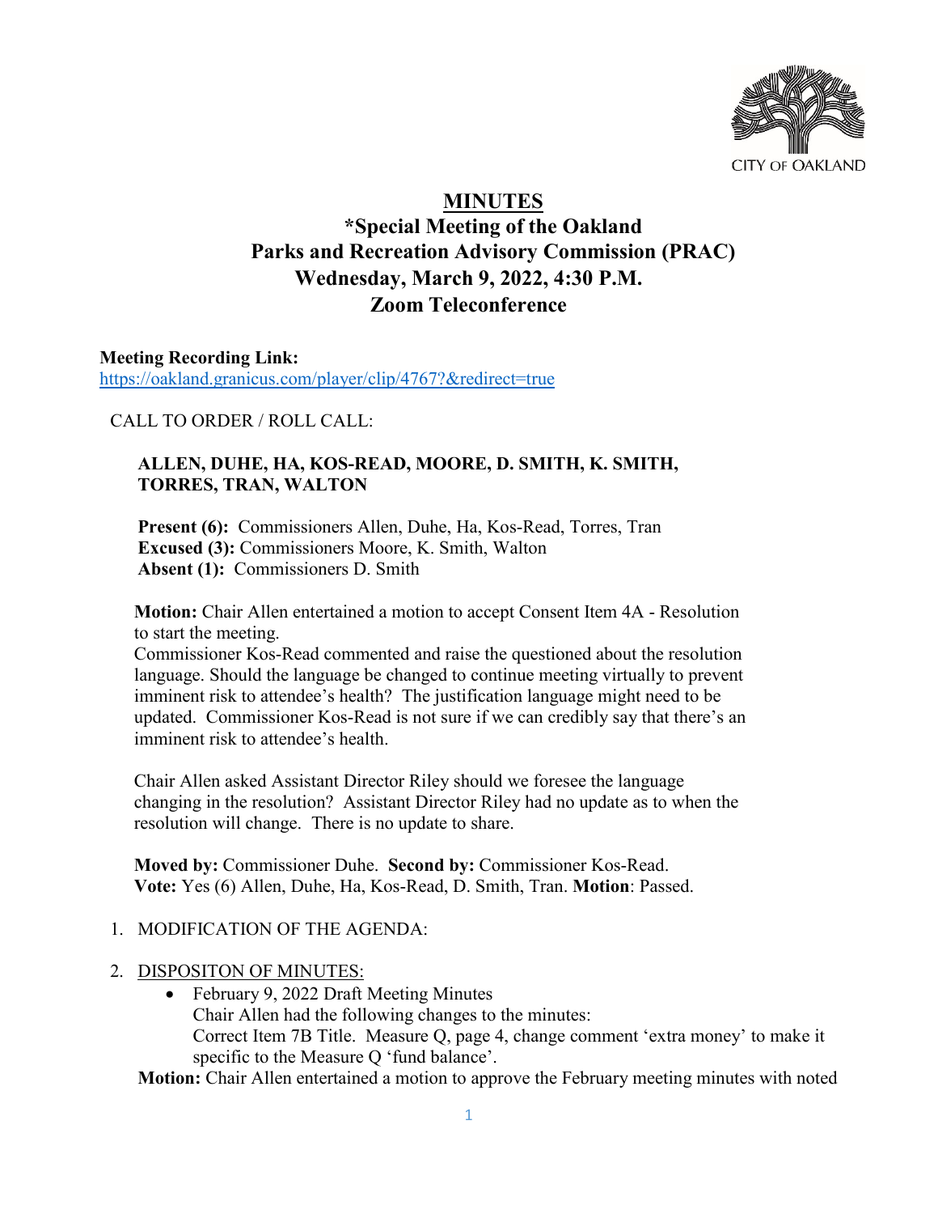CITY OF OAKLAND

# MINUTES

## *Special Meeting of the Oakland Parks and Recreation Advisory Commission (PRAC)
## Wednesday, March 9, 2022, 4:30 P.M.
## Zoom Teleconference

**Meeting Recording Link:**
https://oakland.granicus.com/player/clip/4767?&redirect=true

CALL TO ORDER / ROLL CALL:

**ALLEN, DUHE, HA, KOS-READ, MOORE, D. SMITH, K. SMITH, TORRES, TRAN, WALTON**

**Present (6):** Commissioners Allen, Duhe, Ha, Kos-Read, Torres, Tran
**Excused (3):** Commissioners Moore, K. Smith, Walton
**Absent (1):** Commissioners D. Smith

**Motion:** Chair Allen entertained a motion to accept Consent Item 4A - Resolution to start the meeting.
Commissioner Kos-Read commented and raise the questioned about the resolution language. Should the language be changed to continue meeting virtually to prevent imminent risk to attendee's health? The justification language might need to be updated. Commissioner Kos-Read is not sure if we can credibly say that there's an imminent risk to attendee's health.

Chair Allen asked Assistant Director Riley should we foresee the language changing in the resolution? Assistant Director Riley had no update as to when the resolution will change. There is no update to share.

**Moved by:** Commissioner Duhe. **Second by:** Commissioner Kos-Read.
**Vote:** Yes (6) Allen, Duhe, Ha, Kos-Read, D. Smith, Tran. **Motion**: Passed.

1. MODIFICATION OF THE AGENDA:

2. DISPOSITON OF MINUTES:
   - February 9, 2022 Draft Meeting Minutes
     Chair Allen had the following changes to the minutes:
     Correct Item 7B Title. Measure Q, page 4, change comment 'extra money' to make it specific to the Measure Q 'fund balance'.

**Motion:** Chair Allen entertained a motion to approve the February meeting minutes with noted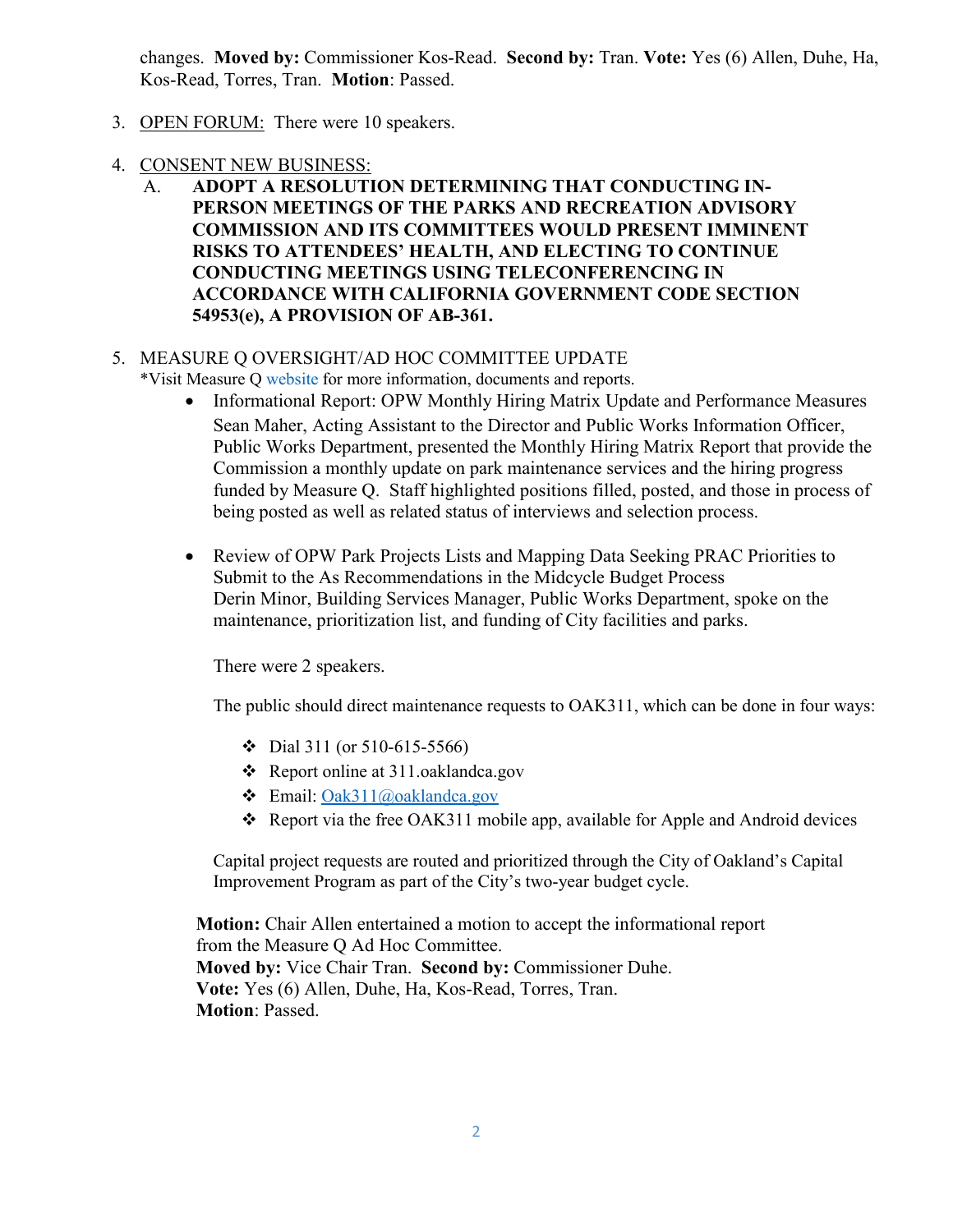changes. **Moved by:** Commissioner Kos-Read. **Second by:** Tran. **Vote:** Yes (6) Allen, Duhe, Ha, Kos-Read, Torres, Tran. **Motion**: Passed.

3. OPEN FORUM: There were 10 speakers.

4. CONSENT NEW BUSINESS:
   A. **ADOPT A RESOLUTION DETERMINING THAT CONDUCTING IN-PERSON MEETINGS OF THE PARKS AND RECREATION ADVISORY COMMISSION AND ITS COMMITTEES WOULD PRESENT IMMINENT RISKS TO ATTENDEES' HEALTH, AND ELECTING TO CONTINUE CONDUCTING MEETINGS USING TELECONFERENCING IN ACCORDANCE WITH CALIFORNIA GOVERNMENT CODE SECTION 54953(e), A PROVISION OF AB-361.**

5. MEASURE Q OVERSIGHT/AD HOC COMMITTEE UPDATE
   *Visit Measure Q website for more information, documents and reports.
   - Informational Report: OPW Monthly Hiring Matrix Update and Performance Measures
     Sean Maher, Acting Assistant to the Director and Public Works Information Officer, Public Works Department, presented the Monthly Hiring Matrix Report that provide the Commission a monthly update on park maintenance services and the hiring progress funded by Measure Q. Staff highlighted positions filled, posted, and those in process of being posted as well as related status of interviews and selection process.

   - Review of OPW Park Projects Lists and Mapping Data Seeking PRAC Priorities to Submit to the As Recommendations in the Midcycle Budget Process
     Derin Minor, Building Services Manager, Public Works Department, spoke on the maintenance, prioritization list, and funding of City facilities and parks.

     There were 2 speakers.

     The public should direct maintenance requests to OAK311, which can be done in four ways:

     - Dial 311 (or 510-615-5566)
     - Report online at 311.oaklandca.gov
     - Email: Oak311@oaklandca.gov
     - Report via the free OAK311 mobile app, available for Apple and Android devices

     Capital project requests are routed and prioritized through the City of Oakland's Capital Improvement Program as part of the City's two-year budget cycle.

   **Motion:** Chair Allen entertained a motion to accept the informational report from the Measure Q Ad Hoc Committee.
   **Moved by:** Vice Chair Tran. **Second by:** Commissioner Duhe.
   **Vote:** Yes (6) Allen, Duhe, Ha, Kos-Read, Torres, Tran.
   **Motion**: Passed.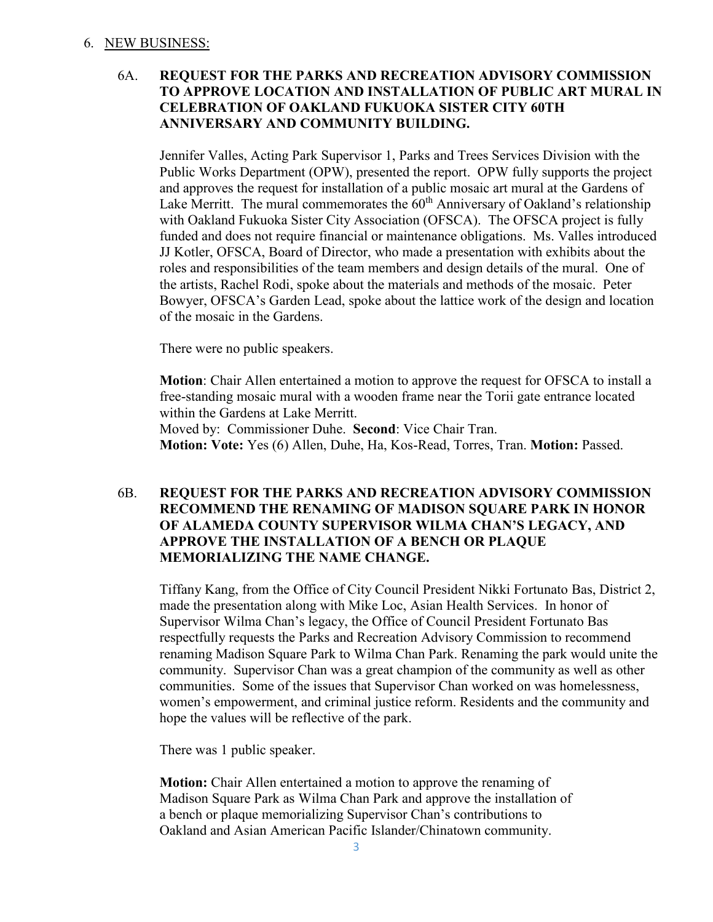6. <u>NEW BUSINESS:</u>

6A. **REQUEST FOR THE PARKS AND RECREATION ADVISORY COMMISSION TO APPROVE LOCATION AND INSTALLATION OF PUBLIC ART MURAL IN CELEBRATION OF OAKLAND FUKUOKA SISTER CITY 60TH ANNIVERSARY AND COMMUNITY BUILDING.**

Jennifer Valles, Acting Park Supervisor 1, Parks and Trees Services Division with the Public Works Department (OPW), presented the report. OPW fully supports the project and approves the request for installation of a public mosaic art mural at the Gardens of Lake Merritt. The mural commemorates the 60th Anniversary of Oakland's relationship with Oakland Fukuoka Sister City Association (OFSCA). The OFSCA project is fully funded and does not require financial or maintenance obligations. Ms. Valles introduced JJ Kotler, OFSCA, Board of Director, who made a presentation with exhibits about the roles and responsibilities of the team members and design details of the mural. One of the artists, Rachel Rodi, spoke about the materials and methods of the mosaic. Peter Bowyer, OFSCA's Garden Lead, spoke about the lattice work of the design and location of the mosaic in the Gardens.

There were no public speakers.

**Motion**: Chair Allen entertained a motion to approve the request for OFSCA to install a free-standing mosaic mural with a wooden frame near the Torii gate entrance located within the Gardens at Lake Merritt.
Moved by: Commissioner Duhe. **Second**: Vice Chair Tran.
**Motion: Vote:** Yes (6) Allen, Duhe, Ha, Kos-Read, Torres, Tran. **Motion:** Passed.

6B. **REQUEST FOR THE PARKS AND RECREATION ADVISORY COMMISSION RECOMMEND THE RENAMING OF MADISON SQUARE PARK IN HONOR OF ALAMEDA COUNTY SUPERVISOR WILMA CHAN'S LEGACY, AND APPROVE THE INSTALLATION OF A BENCH OR PLAQUE MEMORIALIZING THE NAME CHANGE.**

Tiffany Kang, from the Office of City Council President Nikki Fortunato Bas, District 2, made the presentation along with Mike Loc, Asian Health Services. In honor of Supervisor Wilma Chan's legacy, the Office of Council President Fortunato Bas respectfully requests the Parks and Recreation Advisory Commission to recommend renaming Madison Square Park to Wilma Chan Park. Renaming the park would unite the community. Supervisor Chan was a great champion of the community as well as other communities. Some of the issues that Supervisor Chan worked on was homelessness, women's empowerment, and criminal justice reform. Residents and the community and hope the values will be reflective of the park.

There was 1 public speaker.

**Motion:** Chair Allen entertained a motion to approve the renaming of Madison Square Park as Wilma Chan Park and approve the installation of a bench or plaque memorializing Supervisor Chan's contributions to Oakland and Asian American Pacific Islander/Chinatown community.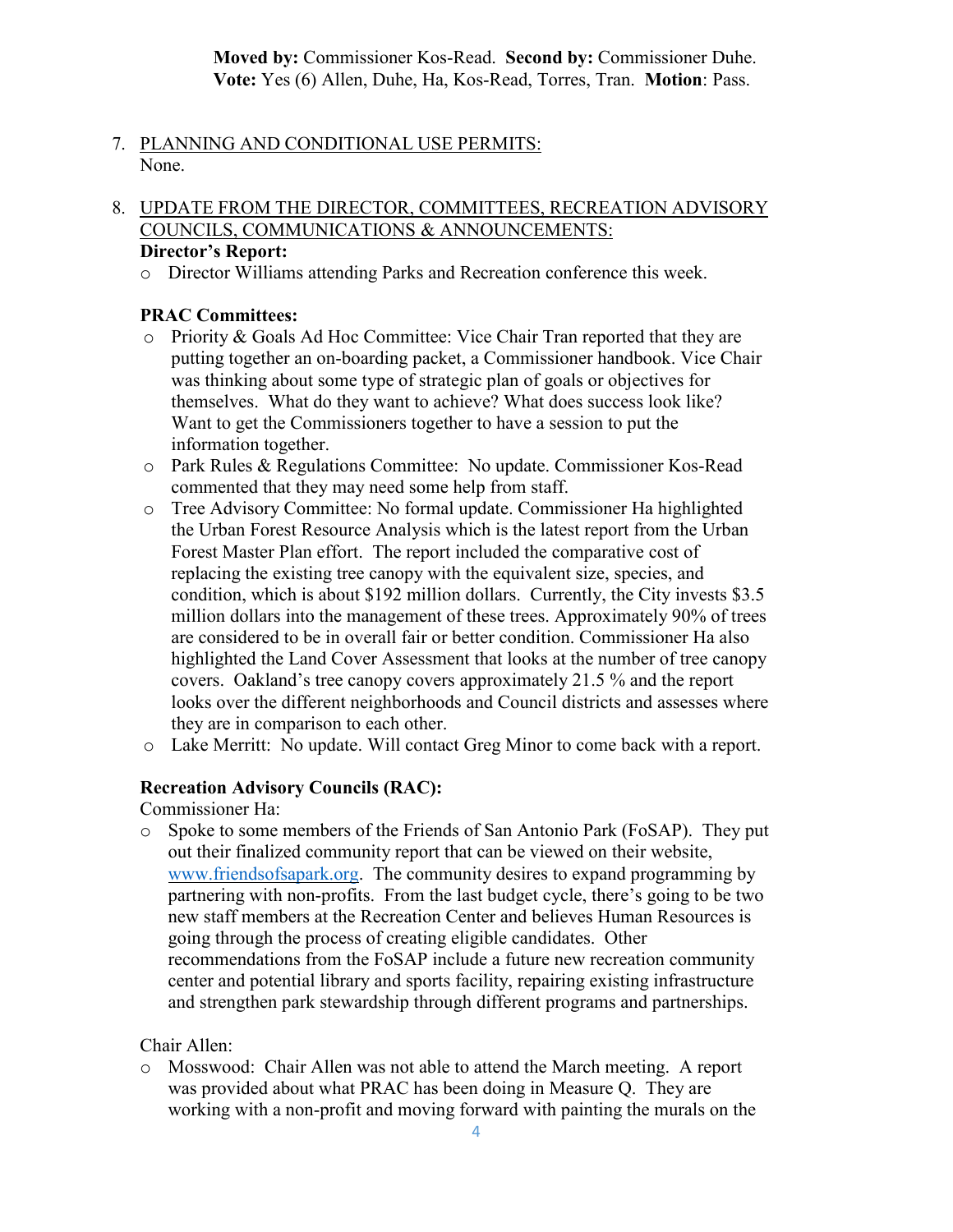**Moved by:** Commissioner Kos-Read. **Second by:** Commissioner Duhe.
**Vote:** Yes (6) Allen, Duhe, Ha, Kos-Read, Torres, Tran. **Motion**: Pass.

7. PLANNING AND CONDITIONAL USE PERMITS:
   None.

8. UPDATE FROM THE DIRECTOR, COMMITTEES, RECREATION ADVISORY COUNCILS, COMMUNICATIONS & ANNOUNCEMENTS:

   **Director's Report:**

   - Director Williams attending Parks and Recreation conference this week.

   **PRAC Committees:**

   - Priority & Goals Ad Hoc Committee: Vice Chair Tran reported that they are putting together an on-boarding packet, a Commissioner handbook. Vice Chair was thinking about some type of strategic plan of goals or objectives for themselves. What do they want to achieve? What does success look like? Want to get the Commissioners together to have a session to put the information together.
   - Park Rules & Regulations Committee: No update. Commissioner Kos-Read commented that they may need some help from staff.
   - Tree Advisory Committee: No formal update. Commissioner Ha highlighted the Urban Forest Resource Analysis which is the latest report from the Urban Forest Master Plan effort. The report included the comparative cost of replacing the existing tree canopy with the equivalent size, species, and condition, which is about $192 million dollars. Currently, the City invests $3.5 million dollars into the management of these trees. Approximately 90% of trees are considered to be in overall fair or better condition. Commissioner Ha also highlighted the Land Cover Assessment that looks at the number of tree canopy covers. Oakland's tree canopy covers approximately 21.5 % and the report looks over the different neighborhoods and Council districts and assesses where they are in comparison to each other.
   - Lake Merritt: No update. Will contact Greg Minor to come back with a report.

   **Recreation Advisory Councils (RAC):**

   Commissioner Ha:

   - Spoke to some members of the Friends of San Antonio Park (FoSAP). They put out their finalized community report that can be viewed on their website, www.friendsofsapark.org. The community desires to expand programming by partnering with non-profits. From the last budget cycle, there's going to be two new staff members at the Recreation Center and believes Human Resources is going through the process of creating eligible candidates. Other recommendations from the FoSAP include a future new recreation community center and potential library and sports facility, repairing existing infrastructure and strengthen park stewardship through different programs and partnerships.

   Chair Allen:

   - Mosswood: Chair Allen was not able to attend the March meeting. A report was provided about what PRAC has been doing in Measure Q. They are working with a non-profit and moving forward with painting the murals on the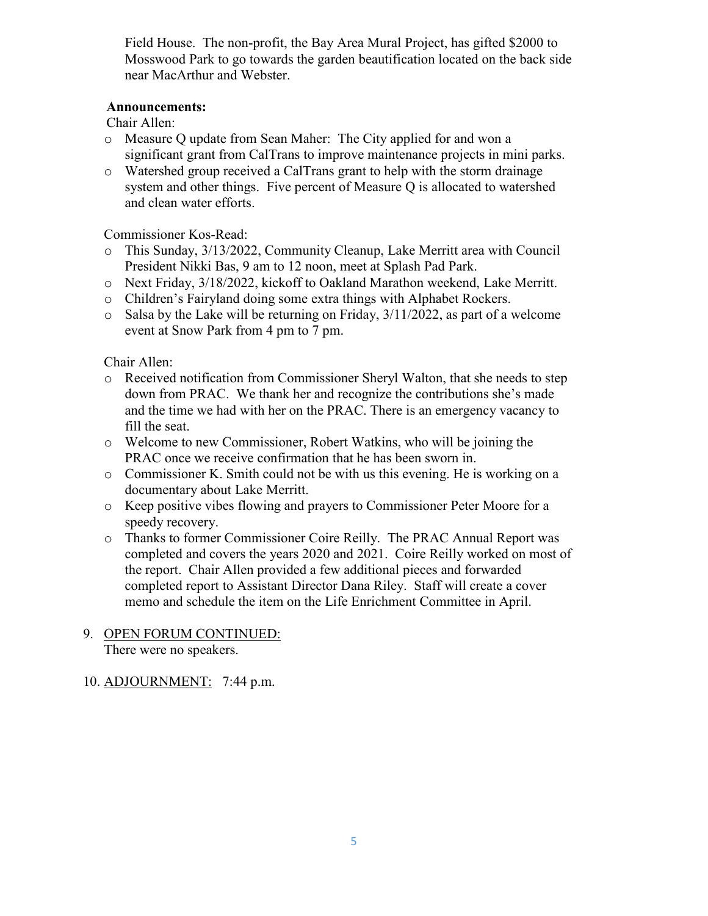Field House. The non-profit, the Bay Area Mural Project, has gifted $2000 to Mosswood Park to go towards the garden beautification located on the back side near MacArthur and Webster.

**Announcements:**

Chair Allen:

- Measure Q update from Sean Maher: The City applied for and won a significant grant from CalTrans to improve maintenance projects in mini parks.
- Watershed group received a CalTrans grant to help with the storm drainage system and other things. Five percent of Measure Q is allocated to watershed and clean water efforts.

Commissioner Kos-Read:

- This Sunday, 3/13/2022, Community Cleanup, Lake Merritt area with Council President Nikki Bas, 9 am to 12 noon, meet at Splash Pad Park.
- Next Friday, 3/18/2022, kickoff to Oakland Marathon weekend, Lake Merritt.
- Children's Fairyland doing some extra things with Alphabet Rockers.
- Salsa by the Lake will be returning on Friday, 3/11/2022, as part of a welcome event at Snow Park from 4 pm to 7 pm.

Chair Allen:

- Received notification from Commissioner Sheryl Walton, that she needs to step down from PRAC. We thank her and recognize the contributions she's made and the time we had with her on the PRAC. There is an emergency vacancy to fill the seat.
- Welcome to new Commissioner, Robert Watkins, who will be joining the PRAC once we receive confirmation that he has been sworn in.
- Commissioner K. Smith could not be with us this evening. He is working on a documentary about Lake Merritt.
- Keep positive vibes flowing and prayers to Commissioner Peter Moore for a speedy recovery.
- Thanks to former Commissioner Coire Reilly. The PRAC Annual Report was completed and covers the years 2020 and 2021. Coire Reilly worked on most of the report. Chair Allen provided a few additional pieces and forwarded completed report to Assistant Director Dana Riley. Staff will create a cover memo and schedule the item on the Life Enrichment Committee in April.

9. OPEN FORUM CONTINUED:
   There were no speakers.

10. ADJOURNMENT: 7:44 p.m.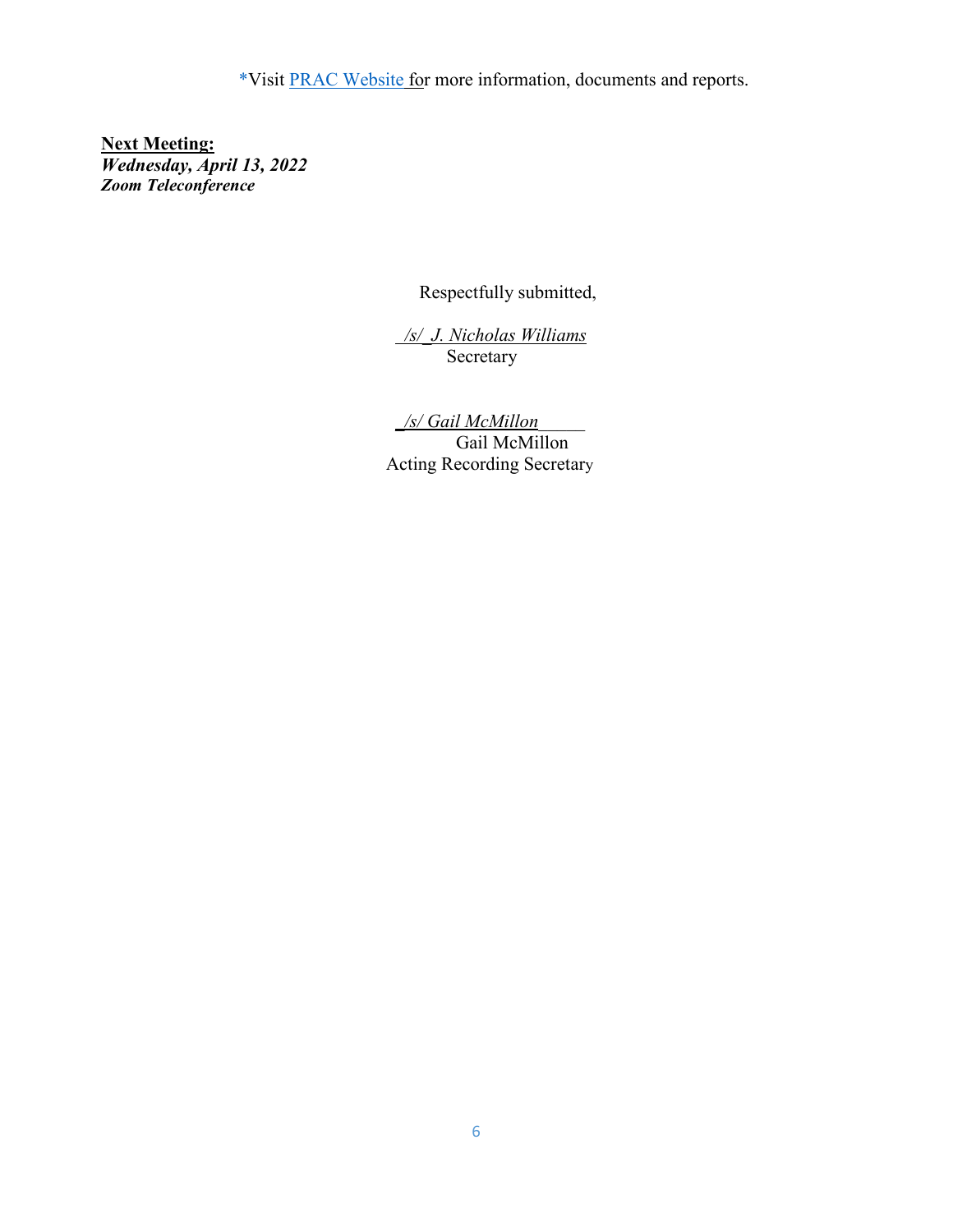*Visit PRAC Website for more information, documents and reports.

**Next Meeting:**
***Wednesday, April 13, 2022***
***Zoom Teleconference***

Respectfully submitted,

*/s/ J. Nicholas Williams*
Secretary

*/s/ Gail McMillon*
Gail McMillon
Acting Recording Secretary